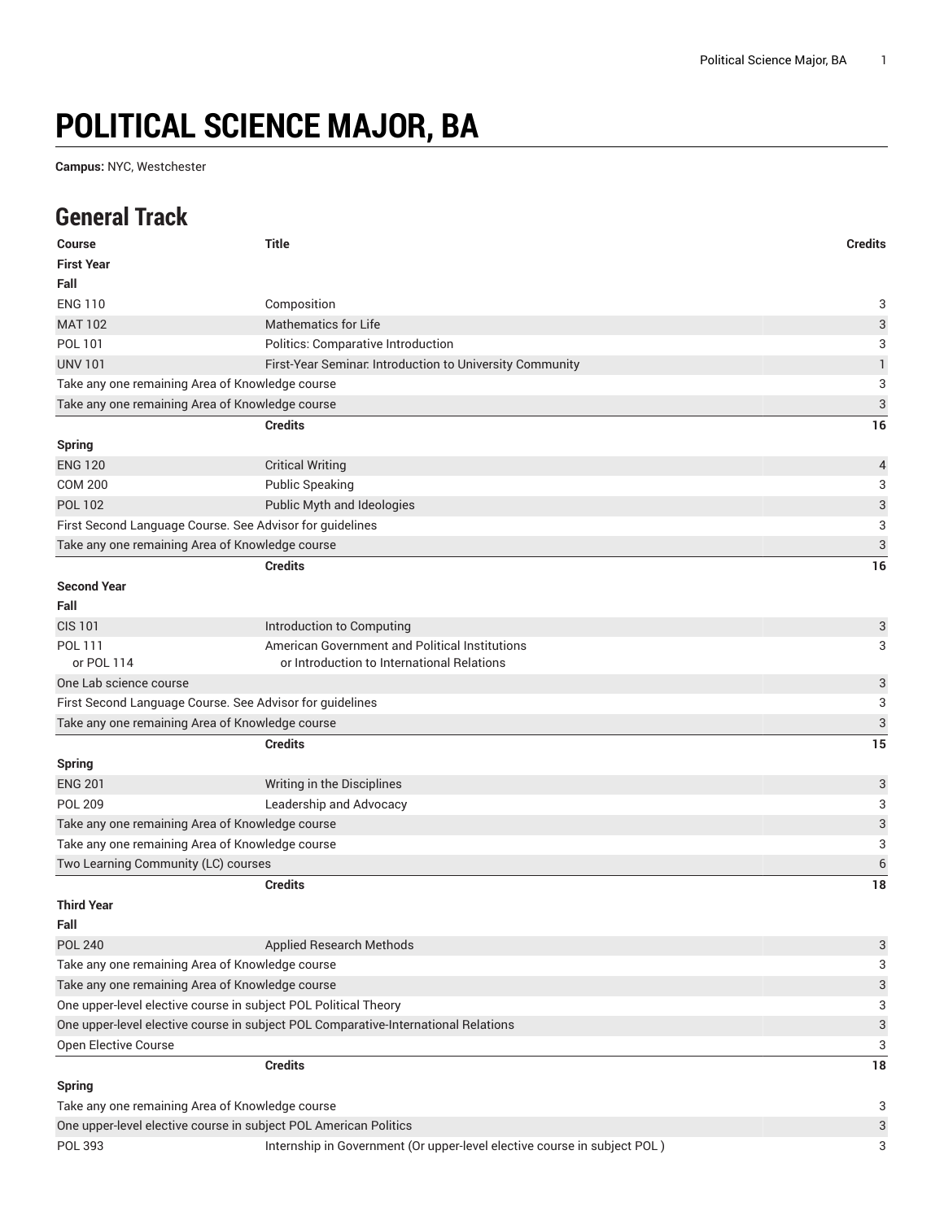# POLITICAL SCIENCE MAJOR, BA

**Campus:** NYC, Westchester

## General Track

| Course | Title | Credits |
| --- | --- | --- |
| **First Year** | | |
| **Fall** | | |
| ENG 110 | Composition | 3 |
| MAT 102 | Mathematics for Life | 3 |
| POL 101 | Politics: Comparative Introduction | 3 |
| UNV 101 | First-Year Seminar: Introduction to University Community | 1 |
| Take any one remaining Area of Knowledge course | | 3 |
| Take any one remaining Area of Knowledge course | | 3 |
| | **Credits** | **16** |
| **Spring** | | |
| ENG 120 | Critical Writing | 4 |
| COM 200 | Public Speaking | 3 |
| POL 102 | Public Myth and Ideologies | 3 |
| First Second Language Course. See Advisor for guidelines | | 3 |
| Take any one remaining Area of Knowledge course | | 3 |
| | **Credits** | **16** |
| **Second Year** | | |
| **Fall** | | |
| CIS 101 | Introduction to Computing | 3 |
| POL 111<br>or POL 114 | American Government and Political Institutions<br>or Introduction to International Relations | 3 |
| One Lab science course | | 3 |
| First Second Language Course. See Advisor for guidelines | | 3 |
| Take any one remaining Area of Knowledge course | | 3 |
| | **Credits** | **15** |
| **Spring** | | |
| ENG 201 | Writing in the Disciplines | 3 |
| POL 209 | Leadership and Advocacy | 3 |
| Take any one remaining Area of Knowledge course | | 3 |
| Take any one remaining Area of Knowledge course | | 3 |
| Two Learning Community (LC) courses | | 6 |
| | **Credits** | **18** |
| **Third Year** | | |
| **Fall** | | |
| POL 240 | Applied Research Methods | 3 |
| Take any one remaining Area of Knowledge course | | 3 |
| Take any one remaining Area of Knowledge course | | 3 |
| One upper-level elective course in subject POL Political Theory | | 3 |
| One upper-level elective course in subject POL Comparative-International Relations | | 3 |
| Open Elective Course | | 3 |
| | **Credits** | **18** |
| **Spring** | | |
| Take any one remaining Area of Knowledge course | | 3 |
| One upper-level elective course in subject POL American Politics | | 3 |
| POL 393 | Internship in Government (Or upper-level elective course in subject POL ) | 3 |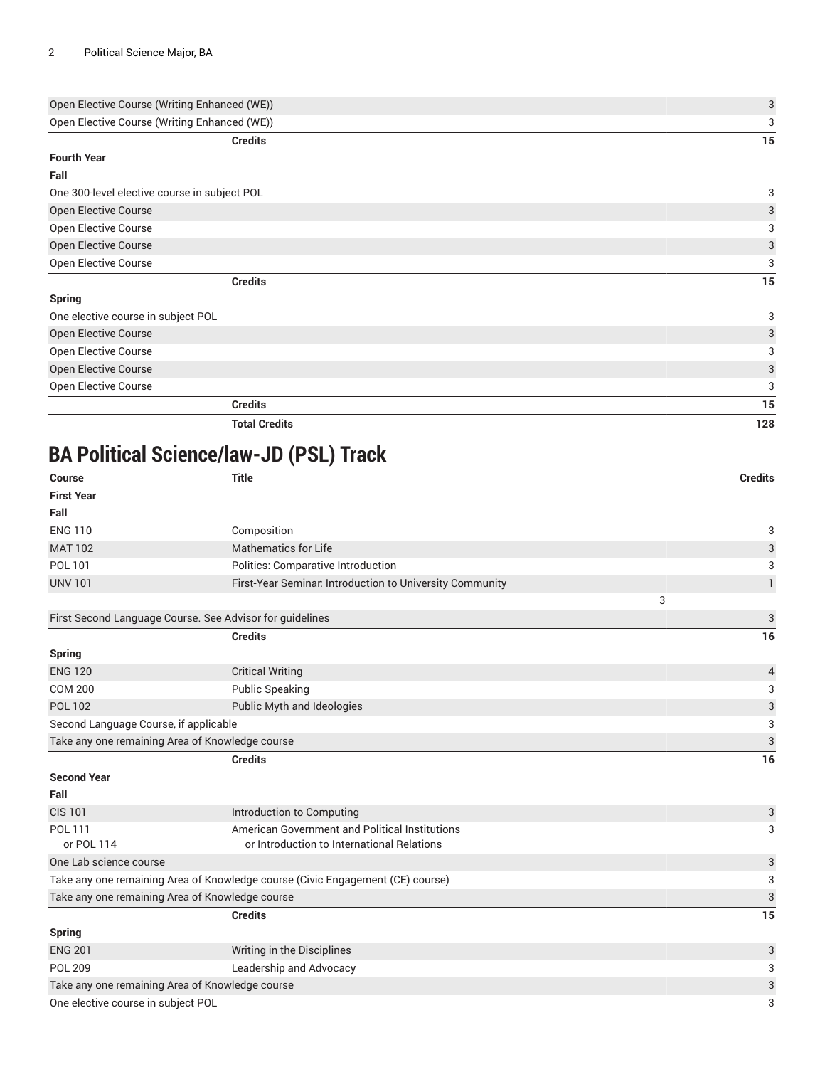| | | |
|---|---|---|
| Open Elective Course (Writing Enhanced (WE)) | | 3 |
| Open Elective Course (Writing Enhanced (WE)) | | 3 |
| | **Credits** | **15** |
| **Fourth Year** | | |
| **Fall** | | |
| One 300-level elective course in subject POL | | 3 |
| Open Elective Course | | 3 |
| Open Elective Course | | 3 |
| Open Elective Course | | 3 |
| Open Elective Course | | 3 |
| | **Credits** | **15** |
| **Spring** | | |
| One elective course in subject POL | | 3 |
| Open Elective Course | | 3 |
| Open Elective Course | | 3 |
| Open Elective Course | | 3 |
| Open Elective Course | | 3 |
| | **Credits** | **15** |
| | **Total Credits** | **128** |

## BA Political Science/law-JD (PSL) Track

| Course | Title | Credits |
|---|---|---|
| **First Year** | | |
| **Fall** | | |
| ENG 110 | Composition | 3 |
| MAT 102 | Mathematics for Life | 3 |
| POL 101 | Politics: Comparative Introduction | 3 |
| UNV 101 | First-Year Seminar: Introduction to University Community | 1 |
| | 3 | |
| First Second Language Course. See Advisor for guidelines | | 3 |
| | **Credits** | **16** |
| **Spring** | | |
| ENG 120 | Critical Writing | 4 |
| COM 200 | Public Speaking | 3 |
| POL 102 | Public Myth and Ideologies | 3 |
| Second Language Course, if applicable | | 3 |
| Take any one remaining Area of Knowledge course | | 3 |
| | **Credits** | **16** |
| **Second Year** | | |
| **Fall** | | |
| CIS 101 | Introduction to Computing | 3 |
| POL 111<br>or POL 114 | American Government and Political Institutions<br>or Introduction to International Relations | 3 |
| One Lab science course | | 3 |
| Take any one remaining Area of Knowledge course (Civic Engagement (CE) course) | | 3 |
| Take any one remaining Area of Knowledge course | | 3 |
| | **Credits** | **15** |
| **Spring** | | |
| ENG 201 | Writing in the Disciplines | 3 |
| POL 209 | Leadership and Advocacy | 3 |
| Take any one remaining Area of Knowledge course | | 3 |
| One elective course in subject POL | | 3 |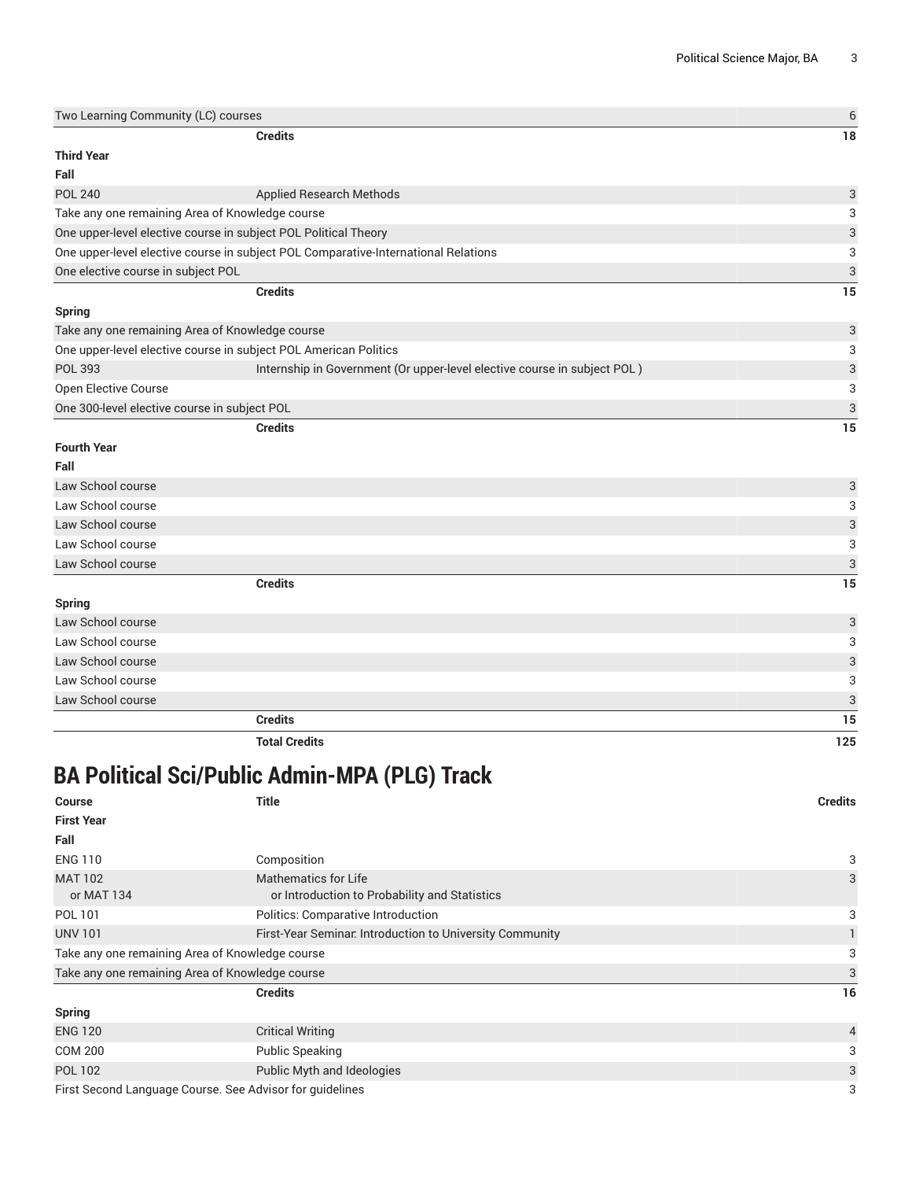| | | |
|---|---|---|
| Two Learning Community (LC) courses | | 6 |
| | **Credits** | **18** |
| **Third Year** | | |
| **Fall** | | |
| POL 240 | Applied Research Methods | 3 |
| Take any one remaining Area of Knowledge course | | 3 |
| One upper-level elective course in subject POL Political Theory | | 3 |
| One upper-level elective course in subject POL Comparative-International Relations | | 3 |
| One elective course in subject POL | | 3 |
| | **Credits** | **15** |
| **Spring** | | |
| Take any one remaining Area of Knowledge course | | 3 |
| One upper-level elective course in subject POL American Politics | | 3 |
| POL 393 | Internship in Government (Or upper-level elective course in subject POL ) | 3 |
| Open Elective Course | | 3 |
| One 300-level elective course in subject POL | | 3 |
| | **Credits** | **15** |
| **Fourth Year** | | |
| **Fall** | | |
| Law School course | | 3 |
| Law School course | | 3 |
| Law School course | | 3 |
| Law School course | | 3 |
| Law School course | | 3 |
| | **Credits** | **15** |
| **Spring** | | |
| Law School course | | 3 |
| Law School course | | 3 |
| Law School course | | 3 |
| Law School course | | 3 |
| Law School course | | 3 |
| | **Credits** | **15** |
| | **Total Credits** | **125** |

# BA Political Sci/Public Admin-MPA (PLG) Track

| Course | Title | Credits |
|---|---|---|
| **First Year** | | |
| **Fall** | | |
| ENG 110 | Composition | 3 |
| MAT 102<br>or MAT 134 | Mathematics for Life<br>or Introduction to Probability and Statistics | 3 |
| POL 101 | Politics: Comparative Introduction | 3 |
| UNV 101 | First-Year Seminar: Introduction to University Community | 1 |
| Take any one remaining Area of Knowledge course | | 3 |
| Take any one remaining Area of Knowledge course | | 3 |
| | **Credits** | **16** |
| **Spring** | | |
| ENG 120 | Critical Writing | 4 |
| COM 200 | Public Speaking | 3 |
| POL 102 | Public Myth and Ideologies | 3 |
| First Second Language Course. See Advisor for guidelines | | 3 |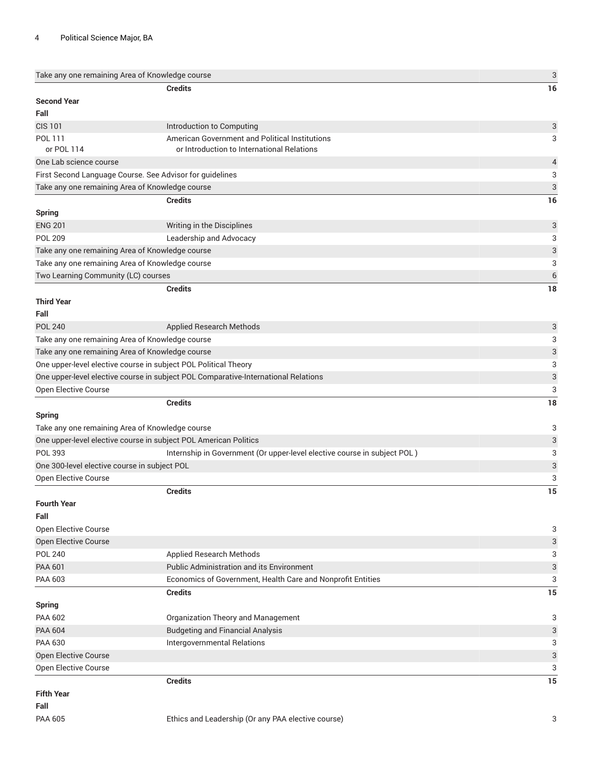| | | |
|---|---|---|
| Take any one remaining Area of Knowledge course | | 3 |
| | **Credits** | **16** |
| **Second Year** | | |
| **Fall** | | |
| CIS 101 | Introduction to Computing | 3 |
| POL 111<br>or POL 114 | American Government and Political Institutions<br>or Introduction to International Relations | 3 |
| One Lab science course | | 4 |
| First Second Language Course. See Advisor for guidelines | | 3 |
| Take any one remaining Area of Knowledge course | | 3 |
| | **Credits** | **16** |
| **Spring** | | |
| ENG 201 | Writing in the Disciplines | 3 |
| POL 209 | Leadership and Advocacy | 3 |
| Take any one remaining Area of Knowledge course | | 3 |
| Take any one remaining Area of Knowledge course | | 3 |
| Two Learning Community (LC) courses | | 6 |
| | **Credits** | **18** |
| **Third Year** | | |
| **Fall** | | |
| POL 240 | Applied Research Methods | 3 |
| Take any one remaining Area of Knowledge course | | 3 |
| Take any one remaining Area of Knowledge course | | 3 |
| One upper-level elective course in subject POL Political Theory | | 3 |
| One upper-level elective course in subject POL Comparative-International Relations | | 3 |
| Open Elective Course | | 3 |
| | **Credits** | **18** |
| **Spring** | | |
| Take any one remaining Area of Knowledge course | | 3 |
| One upper-level elective course in subject POL American Politics | | 3 |
| POL 393 | Internship in Government (Or upper-level elective course in subject POL ) | 3 |
| One 300-level elective course in subject POL | | 3 |
| Open Elective Course | | 3 |
| | **Credits** | **15** |
| **Fourth Year** | | |
| **Fall** | | |
| Open Elective Course | | 3 |
| Open Elective Course | | 3 |
| POL 240 | Applied Research Methods | 3 |
| PAA 601 | Public Administration and its Environment | 3 |
| PAA 603 | Economics of Government, Health Care and Nonprofit Entities | 3 |
| | **Credits** | **15** |
| **Spring** | | |
| PAA 602 | Organization Theory and Management | 3 |
| PAA 604 | Budgeting and Financial Analysis | 3 |
| PAA 630 | Intergovernmental Relations | 3 |
| Open Elective Course | | 3 |
| Open Elective Course | | 3 |
| | **Credits** | **15** |
| **Fifth Year** | | |
| **Fall** | | |
| PAA 605 | Ethics and Leadership (Or any PAA elective course) | 3 |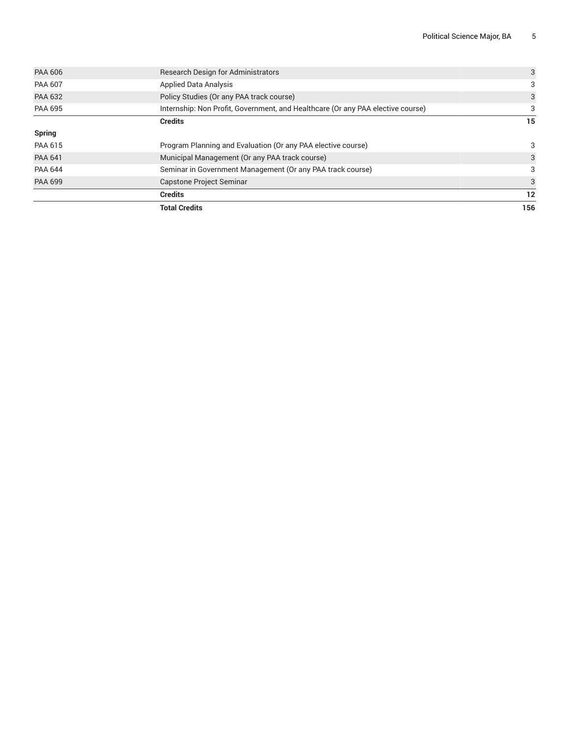| | | |
|---|---|---|
| PAA 606 | Research Design for Administrators | 3 |
| PAA 607 | Applied Data Analysis | 3 |
| PAA 632 | Policy Studies (Or any PAA track course) | 3 |
| PAA 695 | Internship: Non Profit, Government, and Healthcare (Or any PAA elective course) | 3 |
| | **Credits** | **15** |
| **Spring** | | |
| PAA 615 | Program Planning and Evaluation (Or any PAA elective course) | 3 |
| PAA 641 | Municipal Management (Or any PAA track course) | 3 |
| PAA 644 | Seminar in Government Management (Or any PAA track course) | 3 |
| PAA 699 | Capstone Project Seminar | 3 |
| | **Credits** | **12** |
| | **Total Credits** | **156** |